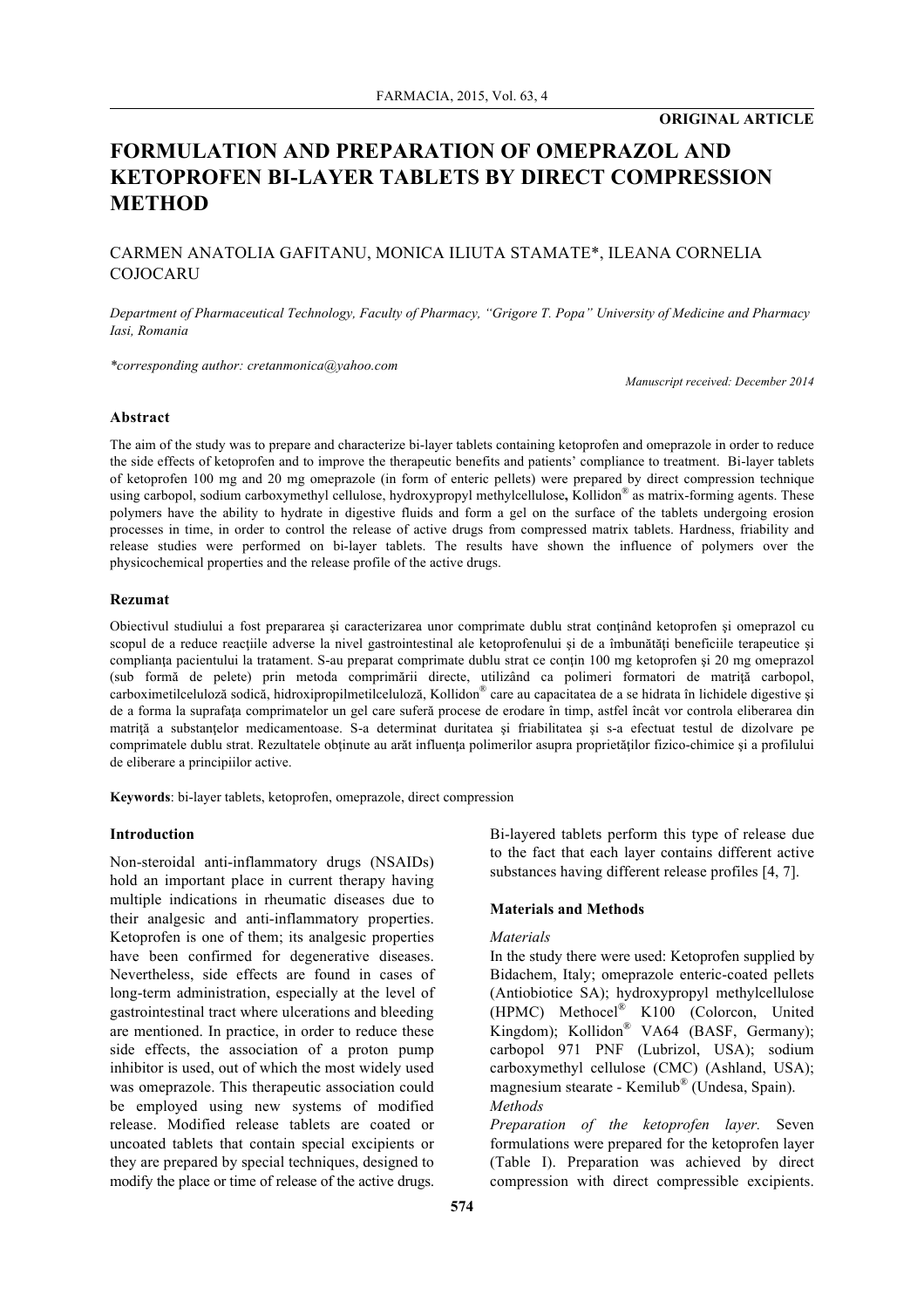**ORIGINAL ARTICLE**

# FORMULATION AND PREPARATION OF OMEPRAZOL AND KETOPROFEN BI-LAYER TABLETS BY DIRECT COMPRESSION METHOD

CARMEN ANATOLIA GAFITANU, MONICA ILIUTA STAMATE*, ILEANA CORNELIA COJOCARU

*Department of Pharmaceutical Technology, Faculty of Pharmacy, "Grigore T. Popa" University of Medicine and Pharmacy Iasi, Romania*

*\*corresponding author: cretanmonica@yahoo.com*

*Manuscript received: December 2014*

### Abstract

The aim of the study was to prepare and characterize bi-layer tablets containing ketoprofen and omeprazole in order to reduce the side effects of ketoprofen and to improve the therapeutic benefits and patients' compliance to treatment. Bi-layer tablets of ketoprofen 100 mg and 20 mg omeprazole (in form of enteric pellets) were prepared by direct compression technique using carbopol, sodium carboxymethyl cellulose, hydroxypropyl methylcellulose, Kollidon® as matrix-forming agents. These polymers have the ability to hydrate in digestive fluids and form a gel on the surface of the tablets undergoing erosion processes in time, in order to control the release of active drugs from compressed matrix tablets. Hardness, friability and release studies were performed on bi-layer tablets. The results have shown the influence of polymers over the physicochemical properties and the release profile of the active drugs.

### Rezumat

Obiectivul studiului a fost prepararea şi caracterizarea unor comprimate dublu strat conţinând ketoprofen şi omeprazol cu scopul de a reduce reacţiile adverse la nivel gastrointestinal ale ketoprofenului şi de a îmbunătăţi beneficiile terapeutice şi complianţa pacientului la tratament. S-au preparat comprimate dublu strat ce conţin 100 mg ketoprofen şi 20 mg omeprazol (sub formă de pelete) prin metoda comprimării directe, utilizând ca polimeri formatori de matriţă carbopol, carboximetilceluloză sodică, hidroxipropilmetilceluloză, Kollidon® care au capacitatea de a se hidrata în lichidele digestive şi de a forma la suprafaţa comprimatelor un gel care suferă procese de erodare în timp, astfel încât vor controla eliberarea din matriţă a substanţelor medicamentoase. S-a determinat duritatea şi friabilitatea şi s-a efectuat testul de dizolvare pe comprimatele dublu strat. Rezultatele obţinute au arăt influenţa polimerilor asupra proprietăţilor fizico-chimice şi a profilului de eliberare a principiilor active.

**Keywords**: bi-layer tablets, ketoprofen, omeprazole, direct compression

## Introduction

Non-steroidal anti-inflammatory drugs (NSAIDs) hold an important place in current therapy having multiple indications in rheumatic diseases due to their analgesic and anti-inflammatory properties. Ketoprofen is one of them; its analgesic properties have been confirmed for degenerative diseases. Nevertheless, side effects are found in cases of long-term administration, especially at the level of gastrointestinal tract where ulcerations and bleeding are mentioned. In practice, in order to reduce these side effects, the association of a proton pump inhibitor is used, out of which the most widely used was omeprazole. This therapeutic association could be employed using new systems of modified release. Modified release tablets are coated or uncoated tablets that contain special excipients or they are prepared by special techniques, designed to modify the place or time of release of the active drugs. Bi-layered tablets perform this type of release due to the fact that each layer contains different active substances having different release profiles [4, 7].

## Materials and Methods

*Materials*

In the study there were used: Ketoprofen supplied by Bidachem, Italy; omeprazole enteric-coated pellets (Antiobiotice SA); hydroxypropyl methylcellulose (HPMC) Methocel® K100 (Colorcon, United Kingdom); Kollidon® VA64 (BASF, Germany); carbopol 971 PNF (Lubrizol, USA); sodium carboxymethyl cellulose (CMC) (Ashland, USA); magnesium stearate - Kemilub® (Undesa, Spain).

*Methods*

*Preparation of the ketoprofen layer.* Seven formulations were prepared for the ketoprofen layer (Table I). Preparation was achieved by direct compression with direct compressible excipients.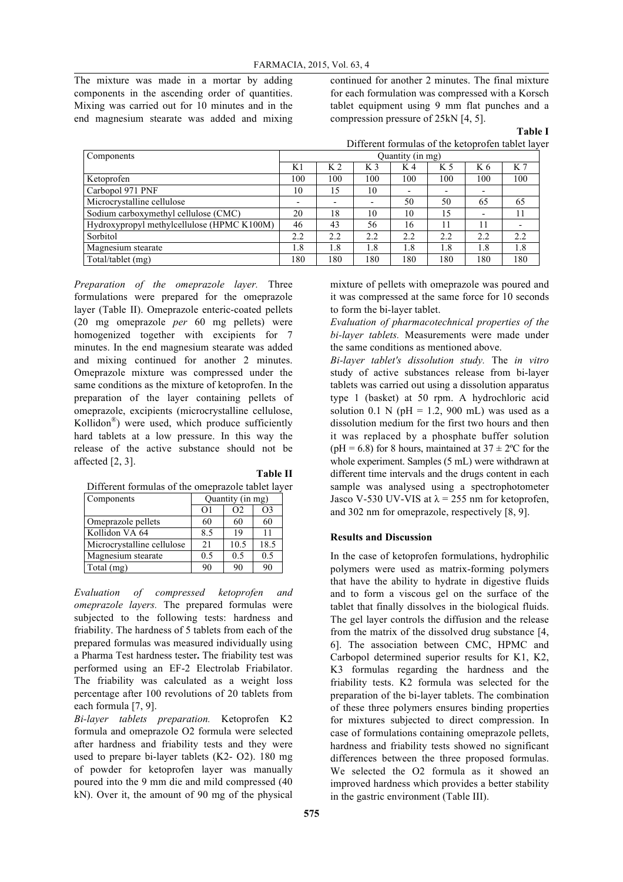The mixture was made in a mortar by adding components in the ascending order of quantities. Mixing was carried out for 10 minutes and in the end magnesium stearate was added and mixing continued for another 2 minutes. The final mixture for each formulation was compressed with a Korsch tablet equipment using 9 mm flat punches and a compression pressure of 25kN [4, 5].

**Table I**

Different formulas of the ketoprofen tablet layer

| Components | Quantity (in mg) | | | | | | |
|---|---|---|---|---|---|---|---|
| | K1 | K 2 | K 3 | K 4 | K 5 | K 6 | K 7 |
| Ketoprofen | 100 | 100 | 100 | 100 | 100 | 100 | 100 |
| Carbopol 971 PNF | 10 | 15 | 10 | - | - | - | |
| Microcrystalline cellulose | - | - | - | 50 | 50 | 65 | 65 |
| Sodium carboxymethyl cellulose (CMC) | 20 | 18 | 10 | 10 | 15 | - | 11 |
| Hydroxypropyl methylcellulose (HPMC K100M) | 46 | 43 | 56 | 16 | 11 | 11 | - |
| Sorbitol | 2.2 | 2.2 | 2.2 | 2.2 | 2.2 | 2.2 | 2.2 |
| Magnesium stearate | 1.8 | 1.8 | 1.8 | 1.8 | 1.8 | 1.8 | 1.8 |
| Total/tablet (mg) | 180 | 180 | 180 | 180 | 180 | 180 | 180 |

*Preparation of the omeprazole layer.* Three formulations were prepared for the omeprazole layer (Table II). Omeprazole enteric-coated pellets (20 mg omeprazole *per* 60 mg pellets) were homogenized together with excipients for 7 minutes. In the end magnesium stearate was added and mixing continued for another 2 minutes. Omeprazole mixture was compressed under the same conditions as the mixture of ketoprofen. In the preparation of the layer containing pellets of omeprazole, excipients (microcrystalline cellulose, Kollidon®) were used, which produce sufficiently hard tablets at a low pressure. In this way the release of the active substance should not be affected [2, 3].

**Table II**

Different formulas of the omeprazole tablet layer

| Components | Quantity (in mg) | | |
|---|---|---|---|
| | O1 | O2 | O3 |
| Omeprazole pellets | 60 | 60 | 60 |
| Kollidon VA 64 | 8.5 | 19 | 11 |
| Microcrystalline cellulose | 21 | 10.5 | 18.5 |
| Magnesium stearate | 0.5 | 0.5 | 0.5 |
| Total (mg) | 90 | 90 | 90 |

*Evaluation of compressed ketoprofen and omeprazole layers.* The prepared formulas were subjected to the following tests: hardness and friability. The hardness of 5 tablets from each of the prepared formulas was measured individually using a Pharma Test hardness tester**.** The friability test was performed using an EF-2 Electrolab Friabilator. The friability was calculated as a weight loss percentage after 100 revolutions of 20 tablets from each formula [7, 9].

*Bi-layer tablets preparation.* Ketoprofen K2 formula and omeprazole O2 formula were selected after hardness and friability tests and they were used to prepare bi-layer tablets (K2- O2). 180 mg of powder for ketoprofen layer was manually poured into the 9 mm die and mild compressed (40 kN). Over it, the amount of 90 mg of the physical mixture of pellets with omeprazole was poured and it was compressed at the same force for 10 seconds to form the bi-layer tablet.

*Evaluation of pharmacotechnical properties of the bi-layer tablets.* Measurements were made under the same conditions as mentioned above.

*Bi-layer tablet's dissolution study.* The *in vitro* study of active substances release from bi-layer tablets was carried out using a dissolution apparatus type 1 (basket) at 50 rpm. A hydrochloric acid solution 0.1 N (pH = 1.2, 900 mL) was used as a dissolution medium for the first two hours and then it was replaced by a phosphate buffer solution (pH = 6.8) for 8 hours, maintained at $37 \pm 2$ºC for the whole experiment. Samples (5 mL) were withdrawn at different time intervals and the drugs content in each sample was analysed using a spectrophotometer Jasco V-530 UV-VIS at $\lambda$ = 255 nm for ketoprofen, and 302 nm for omeprazole, respectively [8, 9].

## Results and Discussion

In the case of ketoprofen formulations, hydrophilic polymers were used as matrix-forming polymers that have the ability to hydrate in digestive fluids and to form a viscous gel on the surface of the tablet that finally dissolves in the biological fluids. The gel layer controls the diffusion and the release from the matrix of the dissolved drug substance [4, 6]. The association between CMC, HPMC and Carbopol determined superior results for K1, K2, K3 formulas regarding the hardness and the friability tests. K2 formula was selected for the preparation of the bi-layer tablets. The combination of these three polymers ensures binding properties for mixtures subjected to direct compression. In case of formulations containing omeprazole pellets, hardness and friability tests showed no significant differences between the three proposed formulas. We selected the O2 formula as it showed an improved hardness which provides a better stability in the gastric environment (Table III).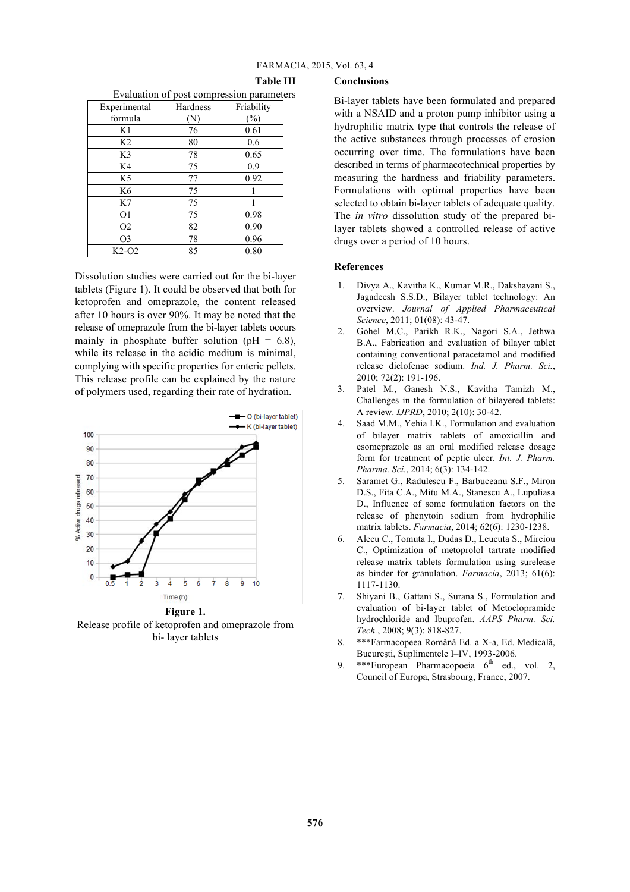**Table III**

Evaluation of post compression parameters

| Experimental formula | Hardness (N) | Friability (%) |
|---|---|---|
| K1 | 76 | 0.61 |
| K2 | 80 | 0.6 |
| K3 | 78 | 0.65 |
| K4 | 75 | 0.9 |
| K5 | 77 | 0.92 |
| K6 | 75 | 1 |
| K7 | 75 | 1 |
| O1 | 75 | 0.98 |
| O2 | 82 | 0.90 |
| O3 | 78 | 0.96 |
| K2-O2 | 85 | 0.80 |

Dissolution studies were carried out for the bi-layer tablets (Figure 1). It could be observed that both for ketoprofen and omeprazole, the content released after 10 hours is over 90%. It may be noted that the release of omeprazole from the bi-layer tablets occurs mainly in phosphate buffer solution (pH = 6.8), while its release in the acidic medium is minimal, complying with specific properties for enteric pellets. This release profile can be explained by the nature of polymers used, regarding their rate of hydration.

O (bi-layer tablet)
K (bi-layer tablet)
% Active drugs released
100
90
80
70
60
50
40
30
20
10
0
0.5 1 2 3 4 5 6 7 8 9 10
Time (h)

**Figure 1.**
Release profile of ketoprofen and omeprazole from bi- layer tablets

## Conclusions

Bi-layer tablets have been formulated and prepared with a NSAID and a proton pump inhibitor using a hydrophilic matrix type that controls the release of the active substances through processes of erosion occurring over time. The formulations have been described in terms of pharmacotechnical properties by measuring the hardness and friability parameters. Formulations with optimal properties have been selected to obtain bi-layer tablets of adequate quality. The *in vitro* dissolution study of the prepared bi-layer tablets showed a controlled release of active drugs over a period of 10 hours.

## References

1. Divya A., Kavitha K., Kumar M.R., Dakshayani S., Jagadeesh S.S.D., Bilayer tablet technology: An overview. *Journal of Applied Pharmaceutical Science*, 2011; 01(08): 43-47.
2. Gohel M.C., Parikh R.K., Nagori S.A., Jethwa B.A., Fabrication and evaluation of bilayer tablet containing conventional paracetamol and modified release diclofenac sodium. *Ind. J. Pharm. Sci.*, 2010; 72(2): 191-196.
3. Patel M., Ganesh N.S., Kavitha Tamizh M., Challenges in the formulation of bilayered tablets: A review. *IJPRD*, 2010; 2(10): 30-42.
4. Saad M.M., Yehia I.K., Formulation and evaluation of bilayer matrix tablets of amoxicillin and esomeprazole as an oral modified release dosage form for treatment of peptic ulcer. *Int. J. Pharm. Pharma. Sci.*, 2014; 6(3): 134-142.
5. Saramet G., Radulescu F., Barbuceanu S.F., Miron D.S., Fita C.A., Mitu M.A., Stanescu A., Lupuliasa D., Influence of some formulation factors on the release of phenytoin sodium from hydrophilic matrix tablets. *Farmacia*, 2014; 62(6): 1230-1238.
6. Alecu C., Tomuta I., Dudas D., Leucuta S., Mirciou C., Optimization of metoprolol tartrate modified release matrix tablets formulation using surelease as binder for granulation. *Farmacia*, 2013; 61(6): 1117-1130.
7. Shiyani B., Gattani S., Surana S., Formulation and evaluation of bi-layer tablet of Metoclopramide hydrochloride and Ibuprofen. *AAPS Pharm. Sci. Tech.*, 2008; 9(3): 818-827.
8. ***Farmacopeea Română Ed. a X-a, Ed. Medicală, București, Suplimentele I–IV, 1993-2006.
9. ***European Pharmacopoeia 6th ed., vol. 2, Council of Europa, Strasbourg, France, 2007.